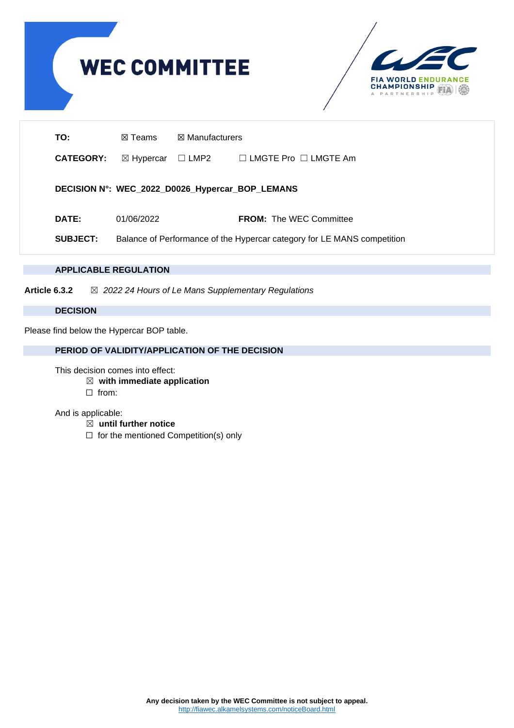# WEC COMMITTEE

FIA WORLD ENDURANCE CHAMPIONSHIP

A PARTNERSHIP

**TO:** ☒ Teams ☒ Manufacturers

**CATEGORY:** ☒ Hypercar ☐ LMP2 ☐ LMGTE Pro ☐ LMGTE Am

**DECISION N°: WEC_2022_D0026_Hypercar_BOP_LEMANS**

**DATE:** 01/06/2022 **FROM:** The WEC Committee

**SUBJECT:** Balance of Performance of the Hypercar category for LE MANS competition

## APPLICABLE REGULATION

**Article 6.3.2** ☒ *2022 24 Hours of Le Mans Supplementary Regulations*

## DECISION

Please find below the Hypercar BOP table.

## PERIOD OF VALIDITY/APPLICATION OF THE DECISION

This decision comes into effect:

- ☒ **with immediate application**
- ☐ from:

And is applicable:

- ☒ **until further notice**
- ☐ for the mentioned Competition(s) only

**Any decision taken by the WEC Committee is not subject to appeal.**
http://fiawec.alkamelsystems.com/noticeBoard.html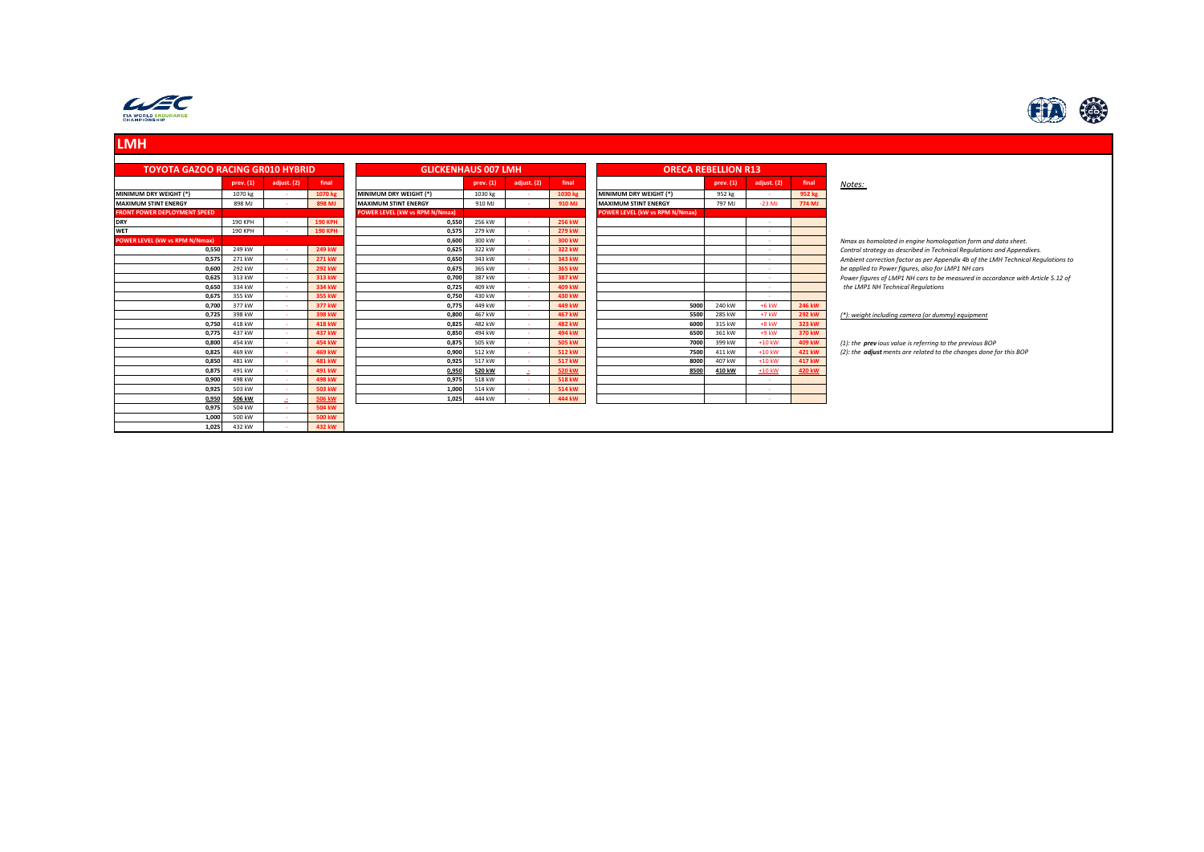## LMH

**TOYOTA GAZOO RACING GR010 HYBRID**

| | prev. (1) | adjust. (2) | final |
|---|---|---|---|
| MINIMUM DRY WEIGHT (*) | 1070 kg | - | 1070 kg |
| MAXIMUM STINT ENERGY | 898 MJ | - | 898 MJ |
| FRONT POWER DEPLOYMENT SPEED | | | |
| DRY | 190 KPH | - | 190 KPH |
| WET | 190 KPH | - | 190 KPH |
| POWER LEVEL (kW vs RPM N/Nmax) | | | |
| 0,550 | 249 kW | - | 249 kW |
| 0,575 | 271 kW | - | 271 kW |
| 0,600 | 292 kW | - | 292 kW |
| 0,625 | 313 kW | - | 313 kW |
| 0,650 | 334 kW | - | 334 kW |
| 0,675 | 355 kW | - | 355 kW |
| 0,700 | 377 kW | - | 377 kW |
| 0,725 | 398 kW | - | 398 kW |
| 0,750 | 418 kW | - | 418 kW |
| 0,775 | 437 kW | - | 437 kW |
| 0,800 | 454 kW | - | 454 kW |
| 0,825 | 469 kW | - | 469 kW |
| 0,850 | 481 kW | - | 481 kW |
| 0,875 | 491 kW | - | 491 kW |
| 0,900 | 498 kW | - | 498 kW |
| 0,925 | 503 kW | - | 503 kW |
| 0,950 | 506 kW | - | 506 kW |
| 0,975 | 504 kW | - | 504 kW |
| 1,000 | 500 kW | - | 500 kW |
| 1,025 | 432 kW | - | 432 kW |

**GLICKENHAUS 007 LMH**

| | prev. (1) | adjust. (2) | final |
|---|---|---|---|
| MINIMUM DRY WEIGHT (*) | 1030 kg | - | 1030 kg |
| MAXIMUM STINT ENERGY | 910 MJ | - | 910 MJ |
| POWER LEVEL (kW vs RPM N/Nmax) | | | |
| 0,550 | 256 kW | - | 256 kW |
| 0,575 | 279 kW | - | 279 kW |
| 0,600 | 300 kW | - | 300 kW |
| 0,625 | 322 kW | - | 322 kW |
| 0,650 | 343 kW | - | 343 kW |
| 0,675 | 365 kW | - | 365 kW |
| 0,700 | 387 kW | - | 387 kW |
| 0,725 | 409 kW | - | 409 kW |
| 0,750 | 430 kW | - | 430 kW |
| 0,775 | 449 kW | - | 449 kW |
| 0,800 | 467 kW | - | 467 kW |
| 0,825 | 482 kW | - | 482 kW |
| 0,850 | 494 kW | - | 494 kW |
| 0,875 | 505 kW | - | 505 kW |
| 0,900 | 512 kW | - | 512 kW |
| 0,925 | 517 kW | - | 517 kW |
| 0,950 | 520 kW | - | 520 kW |
| 0,975 | 518 kW | - | 518 kW |
| 1,000 | 514 kW | - | 514 kW |
| 1,025 | 444 kW | - | 444 kW |

**ORECA REBELLION R13**

| | prev. (1) | adjust. (2) | final |
|---|---|---|---|
| MINIMUM DRY WEIGHT (*) | 952 kg | - | 952 kg |
| MAXIMUM STINT ENERGY | 797 MJ | -23 MJ | 774 MJ |
| POWER LEVEL (kW vs RPM N/Nmax) | | | |
| | | - | |
| | | - | |
| | | - | |
| | | - | |
| | | - | |
| | | - | |
| 5000 | 240 kW | +6 kW | 246 kW |
| 5500 | 285 kW | +7 kW | 292 kW |
| 6000 | 315 kW | +8 kW | 323 kW |
| 6500 | 361 kW | +9 kW | 370 kW |
| 7000 | 399 kW | +10 kW | 409 kW |
| 7500 | 411 kW | +10 kW | 421 kW |
| 8000 | 407 kW | +10 kW | 417 kW |
| 8500 | 410 kW | +10 kW | 420 kW |
| | | - | |
| | | - | |

*Notes:*

*Nmax as homolated in engine homologation form and data sheet.*
*Control strategy as described in Technical Regulations and Appendixes.*
*Ambient correction factor as per Appendix 4b of the LMH Technical Regulations to be applied to Power figures, also for LMP1 NH cars*
*Power figures of LMP1 NH cars to be measured in accordance with Article 5.12 of the LMP1 NH Technical Regulations*

*(*): weight including camera (or dummy) equipment*

*(1): the **prev**ious value is referring to the previous BOP*
*(2): the **adjust**ments are related to the changes done for this BOP*